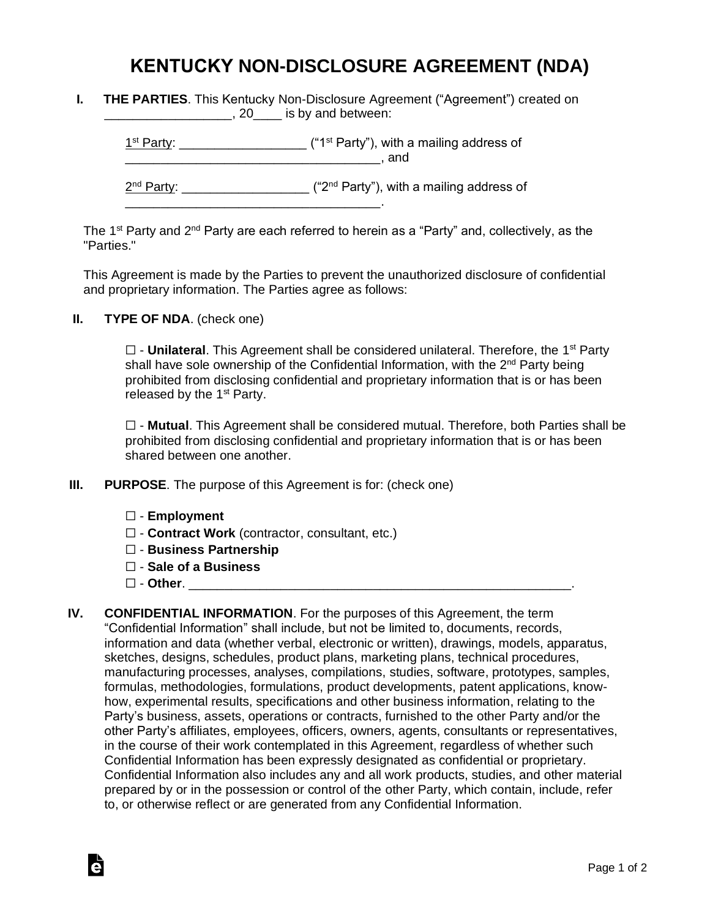# KENTUCKY NON-DISCLOSURE AGREEMENT (NDA)

**I. THE PARTIES**. This Kentucky Non-Disclosure Agreement ("Agreement") created on __________________, 20____ is by and between:

1st Party: _________________ ("1st Party"), with a mailing address of ____________________________________, and

2nd Party: _________________ ("2nd Party"), with a mailing address of ____________________________________.

The 1st Party and 2nd Party are each referred to herein as a "Party" and, collectively, as the "Parties."

This Agreement is made by the Parties to prevent the unauthorized disclosure of confidential and proprietary information. The Parties agree as follows:

**II. TYPE OF NDA**. (check one)

☐ - **Unilateral**. This Agreement shall be considered unilateral. Therefore, the 1st Party shall have sole ownership of the Confidential Information, with the 2nd Party being prohibited from disclosing confidential and proprietary information that is or has been released by the 1st Party.

☐ - **Mutual**. This Agreement shall be considered mutual. Therefore, both Parties shall be prohibited from disclosing confidential and proprietary information that is or has been shared between one another.

**III. PURPOSE**. The purpose of this Agreement is for: (check one)

☐ - **Employment**
☐ - **Contract Work** (contractor, consultant, etc.)
☐ - **Business Partnership**
☐ - **Sale of a Business**
☐ - **Other**. ________________________________________________________.

**IV. CONFIDENTIAL INFORMATION**. For the purposes of this Agreement, the term "Confidential Information" shall include, but not be limited to, documents, records, information and data (whether verbal, electronic or written), drawings, models, apparatus, sketches, designs, schedules, product plans, marketing plans, technical procedures, manufacturing processes, analyses, compilations, studies, software, prototypes, samples, formulas, methodologies, formulations, product developments, patent applications, know-how, experimental results, specifications and other business information, relating to the Party's business, assets, operations or contracts, furnished to the other Party and/or the other Party's affiliates, employees, officers, owners, agents, consultants or representatives, in the course of their work contemplated in this Agreement, regardless of whether such Confidential Information has been expressly designated as confidential or proprietary. Confidential Information also includes any and all work products, studies, and other material prepared by or in the possession or control of the other Party, which contain, include, refer to, or otherwise reflect or are generated from any Confidential Information.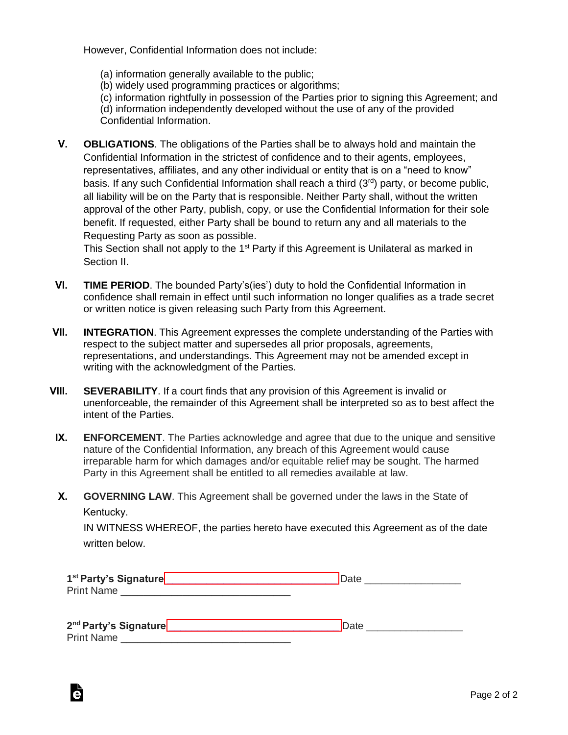However, Confidential Information does not include:

(a) information generally available to the public;
(b) widely used programming practices or algorithms;
(c) information rightfully in possession of the Parties prior to signing this Agreement; and
(d) information independently developed without the use of any of the provided Confidential Information.

**V.** **OBLIGATIONS**. The obligations of the Parties shall be to always hold and maintain the Confidential Information in the strictest of confidence and to their agents, employees, representatives, affiliates, and any other individual or entity that is on a "need to know" basis. If any such Confidential Information shall reach a third (3rd) party, or become public, all liability will be on the Party that is responsible. Neither Party shall, without the written approval of the other Party, publish, copy, or use the Confidential Information for their sole benefit. If requested, either Party shall be bound to return any and all materials to the Requesting Party as soon as possible.
This Section shall not apply to the 1st Party if this Agreement is Unilateral as marked in Section II.

**VI.** **TIME PERIOD**. The bounded Party's(ies') duty to hold the Confidential Information in confidence shall remain in effect until such information no longer qualifies as a trade secret or written notice is given releasing such Party from this Agreement.

**VII.** **INTEGRATION**. This Agreement expresses the complete understanding of the Parties with respect to the subject matter and supersedes all prior proposals, agreements, representations, and understandings. This Agreement may not be amended except in writing with the acknowledgment of the Parties.

**VIII.** **SEVERABILITY**. If a court finds that any provision of this Agreement is invalid or unenforceable, the remainder of this Agreement shall be interpreted so as to best affect the intent of the Parties.

**IX.** **ENFORCEMENT**. The Parties acknowledge and agree that due to the unique and sensitive nature of the Confidential Information, any breach of this Agreement would cause irreparable harm for which damages and/or equitable relief may be sought. The harmed Party in this Agreement shall be entitled to all remedies available at law.

**X.** **GOVERNING LAW**. This Agreement shall be governed under the laws in the State of Kentucky.

IN WITNESS WHEREOF, the parties hereto have executed this Agreement as of the date written below.

**1st Party's Signature** ______________________________ Date ________________
Print Name ______________________________

**2nd Party's Signature** ______________________________ Date ________________
Print Name ______________________________